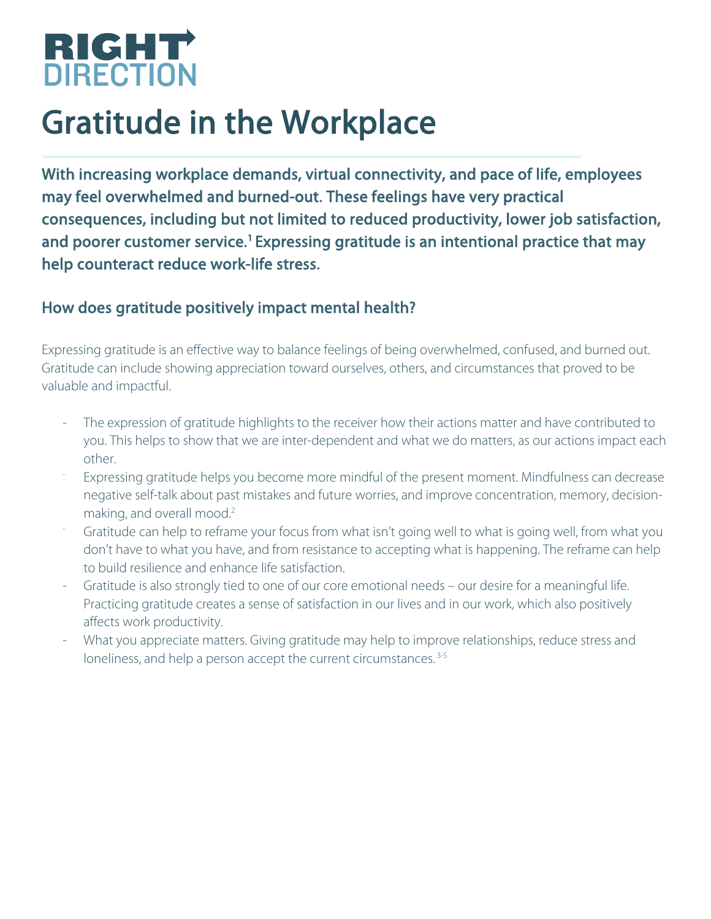RIGHT DIRECTION

# Gratitude in the Workplace

**With increasing workplace demands, virtual connectivity, and pace of life, employees may feel overwhelmed and burned-out. These feelings have very practical consequences, including but not limited to reduced productivity, lower job satisfaction, and poorer customer service.[1] Expressing gratitude is an intentional practice that may help counteract reduce work-life stress.**

## How does gratitude positively impact mental health?

Expressing gratitude is an effective way to balance feelings of being overwhelmed, confused, and burned out. Gratitude can include showing appreciation toward ourselves, others, and circumstances that proved to be valuable and impactful.

- The expression of gratitude highlights to the receiver how their actions matter and have contributed to you. This helps to show that we are inter-dependent and what we do matters, as our actions impact each other.
- Expressing gratitude helps you become more mindful of the present moment. Mindfulness can decrease negative self-talk about past mistakes and future worries, and improve concentration, memory, decision-making, and overall mood.[2]
- Gratitude can help to reframe your focus from what isn't going well to what is going well, from what you don't have to what you have, and from resistance to accepting what is happening. The reframe can help to build resilience and enhance life satisfaction.
- Gratitude is also strongly tied to one of our core emotional needs – our desire for a meaningful life. Practicing gratitude creates a sense of satisfaction in our lives and in our work, which also positively affects work productivity.
- What you appreciate matters. Giving gratitude may help to improve relationships, reduce stress and loneliness, and help a person accept the current circumstances.[3-5]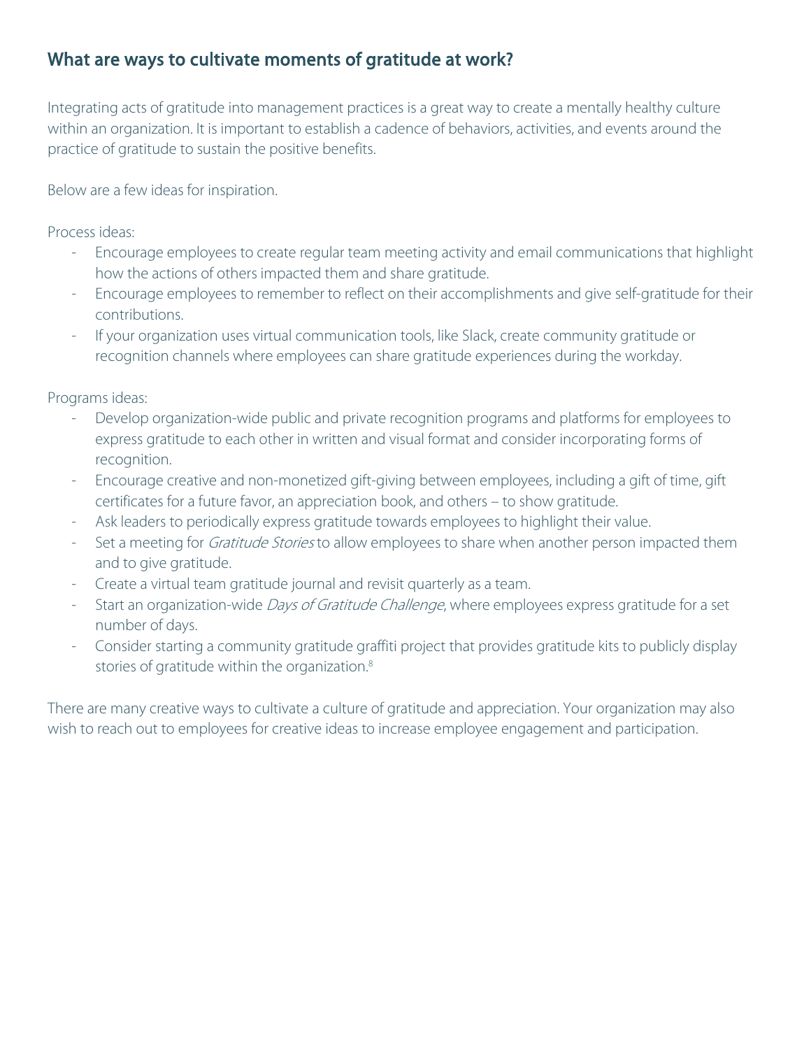## What are ways to cultivate moments of gratitude at work?

Integrating acts of gratitude into management practices is a great way to create a mentally healthy culture within an organization. It is important to establish a cadence of behaviors, activities, and events around the practice of gratitude to sustain the positive benefits.

Below are a few ideas for inspiration.

Process ideas:

- Encourage employees to create regular team meeting activity and email communications that highlight how the actions of others impacted them and share gratitude.
- Encourage employees to remember to reflect on their accomplishments and give self-gratitude for their contributions.
- If your organization uses virtual communication tools, like Slack, create community gratitude or recognition channels where employees can share gratitude experiences during the workday.

Programs ideas:

- Develop organization-wide public and private recognition programs and platforms for employees to express gratitude to each other in written and visual format and consider incorporating forms of recognition.
- Encourage creative and non-monetized gift-giving between employees, including a gift of time, gift certificates for a future favor, an appreciation book, and others – to show gratitude.
- Ask leaders to periodically express gratitude towards employees to highlight their value.
- Set a meeting for *Gratitude Stories* to allow employees to share when another person impacted them and to give gratitude.
- Create a virtual team gratitude journal and revisit quarterly as a team.
- Start an organization-wide *Days of Gratitude Challenge*, where employees express gratitude for a set number of days.
- Consider starting a community gratitude graffiti project that provides gratitude kits to publicly display stories of gratitude within the organization.[8]

There are many creative ways to cultivate a culture of gratitude and appreciation. Your organization may also wish to reach out to employees for creative ideas to increase employee engagement and participation.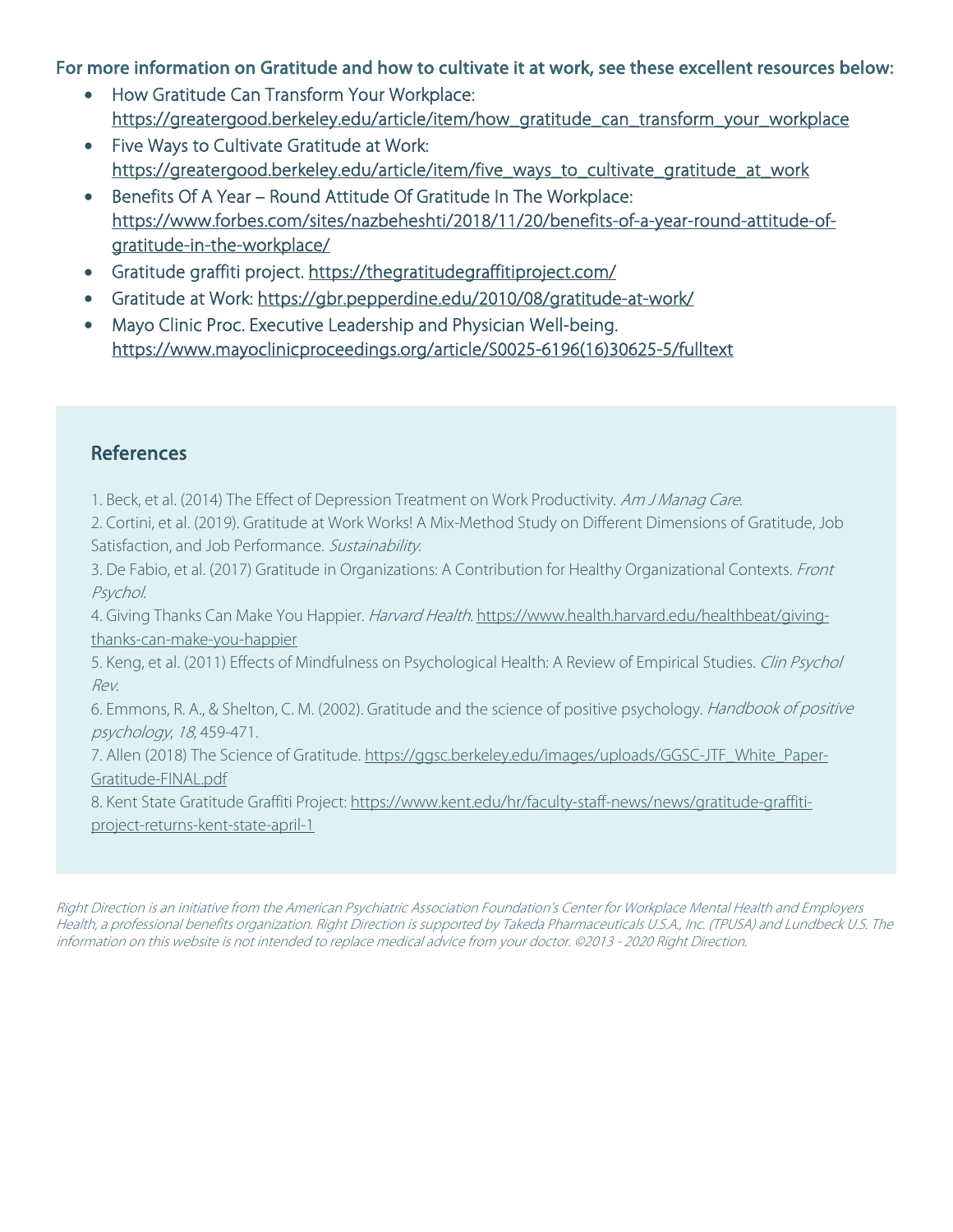**For more information on Gratitude and how to cultivate it at work, see these excellent resources below:**

- How Gratitude Can Transform Your Workplace: https://greatergood.berkeley.edu/article/item/how_gratitude_can_transform_your_workplace
- Five Ways to Cultivate Gratitude at Work: https://greatergood.berkeley.edu/article/item/five_ways_to_cultivate_gratitude_at_work
- Benefits Of A Year – Round Attitude Of Gratitude In The Workplace: https://www.forbes.com/sites/nazbeheshti/2018/11/20/benefits-of-a-year-round-attitude-of-gratitude-in-the-workplace/
- Gratitude graffiti project. https://thegratitudegraffitiproject.com/
- Gratitude at Work: https://gbr.pepperdine.edu/2010/08/gratitude-at-work/
- Mayo Clinic Proc. Executive Leadership and Physician Well-being. https://www.mayoclinicproceedings.org/article/S0025-6196(16)30625-5/fulltext

## References

1. Beck, et al. (2014) The Effect of Depression Treatment on Work Productivity. *Am J Manag Care*.
2. Cortini, et al. (2019). Gratitude at Work Works! A Mix-Method Study on Different Dimensions of Gratitude, Job Satisfaction, and Job Performance. *Sustainability*.
3. De Fabio, et al. (2017) Gratitude in Organizations: A Contribution for Healthy Organizational Contexts. *Front Psychol*.
4. Giving Thanks Can Make You Happier. *Harvard Health*. https://www.health.harvard.edu/healthbeat/giving-thanks-can-make-you-happier
5. Keng, et al. (2011) Effects of Mindfulness on Psychological Health: A Review of Empirical Studies. *Clin Psychol Rev*.
6. Emmons, R. A., & Shelton, C. M. (2002). Gratitude and the science of positive psychology. *Handbook of positive psychology*, *18*, 459-471.
7. Allen (2018) The Science of Gratitude. https://ggsc.berkeley.edu/images/uploads/GGSC-JTF_White_Paper-Gratitude-FINAL.pdf
8. Kent State Gratitude Graffiti Project: https://www.kent.edu/hr/faculty-staff-news/news/gratitude-graffiti-project-returns-kent-state-april-1

*Right Direction is an initiative from the American Psychiatric Association Foundation's Center for Workplace Mental Health and Employers Health, a professional benefits organization. Right Direction is supported by Takeda Pharmaceuticals U.S.A., Inc. (TPUSA) and Lundbeck U.S. The information on this website is not intended to replace medical advice from your doctor. ©2013 - 2020 Right Direction.*